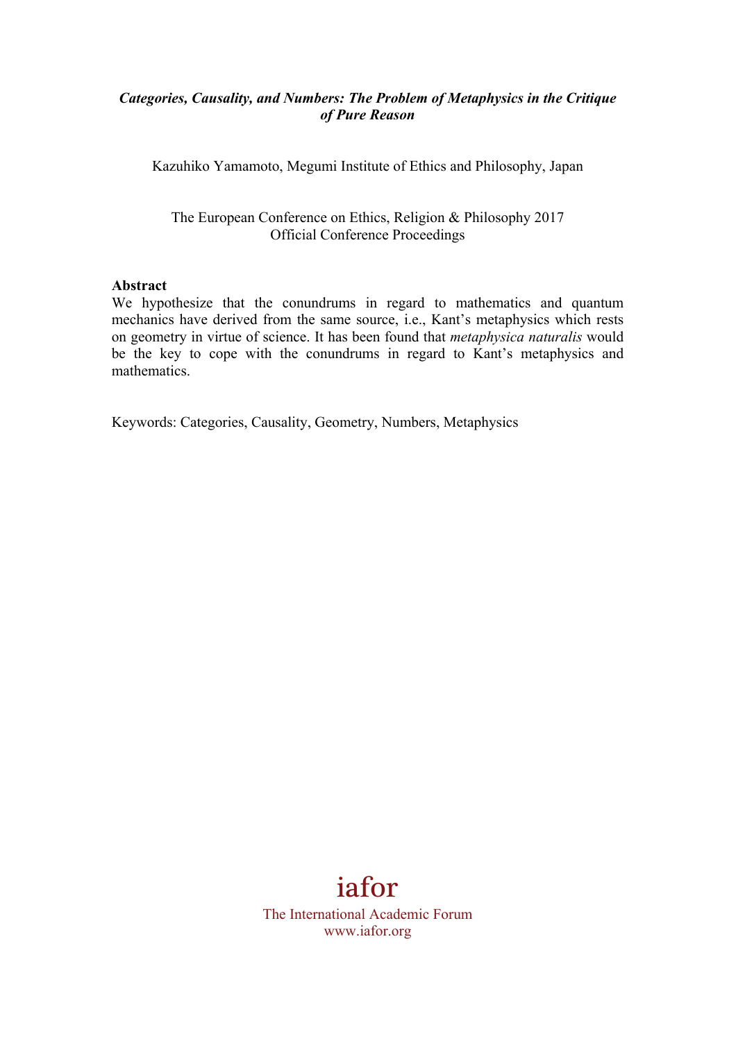***Categories, Causality, and Numbers: The Problem of Metaphysics in the Critique of Pure Reason***

Kazuhiko Yamamoto, Megumi Institute of Ethics and Philosophy, Japan

The European Conference on Ethics, Religion & Philosophy 2017
Official Conference Proceedings

**Abstract**

We hypothesize that the conundrums in regard to mathematics and quantum mechanics have derived from the same source, i.e., Kant's metaphysics which rests on geometry in virtue of science. It has been found that *metaphysica naturalis* would be the key to cope with the conundrums in regard to Kant's metaphysics and mathematics.

Keywords: Categories, Causality, Geometry, Numbers, Metaphysics

iafor
The International Academic Forum
www.iafor.org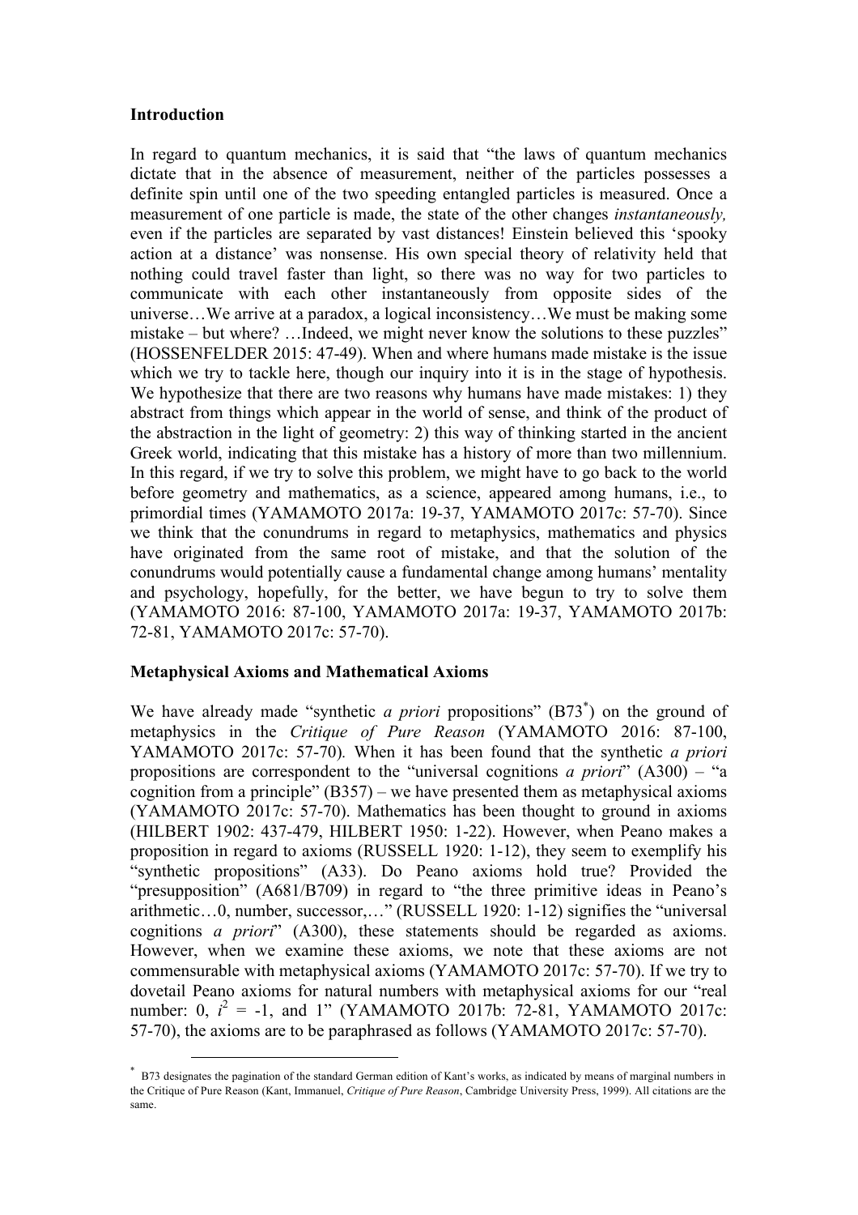**Introduction**

In regard to quantum mechanics, it is said that "the laws of quantum mechanics dictate that in the absence of measurement, neither of the particles possesses a definite spin until one of the two speeding entangled particles is measured. Once a measurement of one particle is made, the state of the other changes *instantaneously,* even if the particles are separated by vast distances! Einstein believed this 'spooky action at a distance' was nonsense. His own special theory of relativity held that nothing could travel faster than light, so there was no way for two particles to communicate with each other instantaneously from opposite sides of the universe…We arrive at a paradox, a logical inconsistency…We must be making some mistake – but where? …Indeed, we might never know the solutions to these puzzles" (HOSSENFELDER 2015: 47-49). When and where humans made mistake is the issue which we try to tackle here, though our inquiry into it is in the stage of hypothesis. We hypothesize that there are two reasons why humans have made mistakes: 1) they abstract from things which appear in the world of sense, and think of the product of the abstraction in the light of geometry: 2) this way of thinking started in the ancient Greek world, indicating that this mistake has a history of more than two millennium. In this regard, if we try to solve this problem, we might have to go back to the world before geometry and mathematics, as a science, appeared among humans, i.e., to primordial times (YAMAMOTO 2017a: 19-37, YAMAMOTO 2017c: 57-70). Since we think that the conundrums in regard to metaphysics, mathematics and physics have originated from the same root of mistake, and that the solution of the conundrums would potentially cause a fundamental change among humans' mentality and psychology, hopefully, for the better, we have begun to try to solve them (YAMAMOTO 2016: 87-100, YAMAMOTO 2017a: 19-37, YAMAMOTO 2017b: 72-81, YAMAMOTO 2017c: 57-70).

**Metaphysical Axioms and Mathematical Axioms**

We have already made "synthetic *a priori* propositions" (B73[*]) on the ground of metaphysics in the *Critique of Pure Reason* (YAMAMOTO 2016: 87-100, YAMAMOTO 2017c: 57-70). When it has been found that the synthetic *a priori* propositions are correspondent to the "universal cognitions *a priori*" (A300) – "a cognition from a principle" (B357) – we have presented them as metaphysical axioms (YAMAMOTO 2017c: 57-70). Mathematics has been thought to ground in axioms (HILBERT 1902: 437-479, HILBERT 1950: 1-22). However, when Peano makes a proposition in regard to axioms (RUSSELL 1920: 1-12), they seem to exemplify his "synthetic propositions" (A33). Do Peano axioms hold true? Provided the "presupposition" (A681/B709) in regard to "the three primitive ideas in Peano's arithmetic…0, number, successor,…" (RUSSELL 1920: 1-12) signifies the "universal cognitions *a priori*" (A300), these statements should be regarded as axioms. However, when we examine these axioms, we note that these axioms are not commensurable with metaphysical axioms (YAMAMOTO 2017c: 57-70). If we try to dovetail Peano axioms for natural numbers with metaphysical axioms for our "real number: 0, $i^2 = -1$, and 1" (YAMAMOTO 2017b: 72-81, YAMAMOTO 2017c: 57-70), the axioms are to be paraphrased as follows (YAMAMOTO 2017c: 57-70).

[*] B73 designates the pagination of the standard German edition of Kant's works, as indicated by means of marginal numbers in the Critique of Pure Reason (Kant, Immanuel, *Critique of Pure Reason*, Cambridge University Press, 1999). All citations are the same.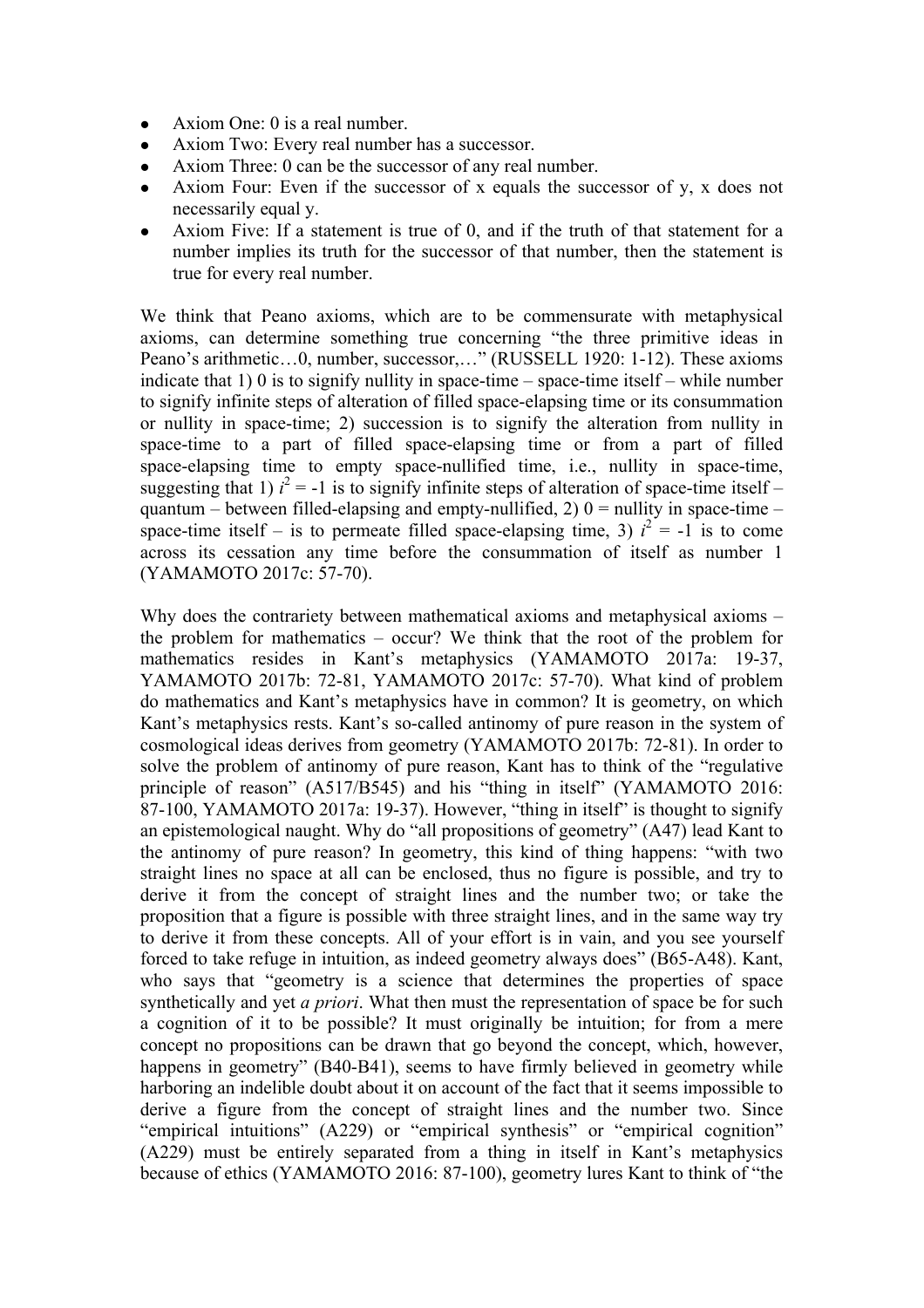- Axiom One: 0 is a real number.
- Axiom Two: Every real number has a successor.
- Axiom Three: 0 can be the successor of any real number.
- Axiom Four: Even if the successor of x equals the successor of y, x does not necessarily equal y.
- Axiom Five: If a statement is true of 0, and if the truth of that statement for a number implies its truth for the successor of that number, then the statement is true for every real number.

We think that Peano axioms, which are to be commensurate with metaphysical axioms, can determine something true concerning "the three primitive ideas in Peano's arithmetic…0, number, successor,…" (RUSSELL 1920: 1-12). These axioms indicate that 1) 0 is to signify nullity in space-time – space-time itself – while number to signify infinite steps of alteration of filled space-elapsing time or its consummation or nullity in space-time; 2) succession is to signify the alteration from nullity in space-time to a part of filled space-elapsing time or from a part of filled space-elapsing time to empty space-nullified time, i.e., nullity in space-time, suggesting that 1) $i^2 = -1$ is to signify infinite steps of alteration of space-time itself – quantum – between filled-elapsing and empty-nullified, 2) 0 = nullity in space-time – space-time itself – is to permeate filled space-elapsing time, 3) $i^2 = -1$ is to come across its cessation any time before the consummation of itself as number 1 (YAMAMOTO 2017c: 57-70).

Why does the contrariety between mathematical axioms and metaphysical axioms – the problem for mathematics – occur? We think that the root of the problem for mathematics resides in Kant's metaphysics (YAMAMOTO 2017a: 19-37, YAMAMOTO 2017b: 72-81, YAMAMOTO 2017c: 57-70). What kind of problem do mathematics and Kant's metaphysics have in common? It is geometry, on which Kant's metaphysics rests. Kant's so-called antinomy of pure reason in the system of cosmological ideas derives from geometry (YAMAMOTO 2017b: 72-81). In order to solve the problem of antinomy of pure reason, Kant has to think of the "regulative principle of reason" (A517/B545) and his "thing in itself" (YAMAMOTO 2016: 87-100, YAMAMOTO 2017a: 19-37). However, "thing in itself" is thought to signify an epistemological naught. Why do "all propositions of geometry" (A47) lead Kant to the antinomy of pure reason? In geometry, this kind of thing happens: "with two straight lines no space at all can be enclosed, thus no figure is possible, and try to derive it from the concept of straight lines and the number two; or take the proposition that a figure is possible with three straight lines, and in the same way try to derive it from these concepts. All of your effort is in vain, and you see yourself forced to take refuge in intuition, as indeed geometry always does" (B65-A48). Kant, who says that "geometry is a science that determines the properties of space synthetically and yet *a priori*. What then must the representation of space be for such a cognition of it to be possible? It must originally be intuition; for from a mere concept no propositions can be drawn that go beyond the concept, which, however, happens in geometry" (B40-B41), seems to have firmly believed in geometry while harboring an indelible doubt about it on account of the fact that it seems impossible to derive a figure from the concept of straight lines and the number two. Since "empirical intuitions" (A229) or "empirical synthesis" or "empirical cognition" (A229) must be entirely separated from a thing in itself in Kant's metaphysics because of ethics (YAMAMOTO 2016: 87-100), geometry lures Kant to think of "the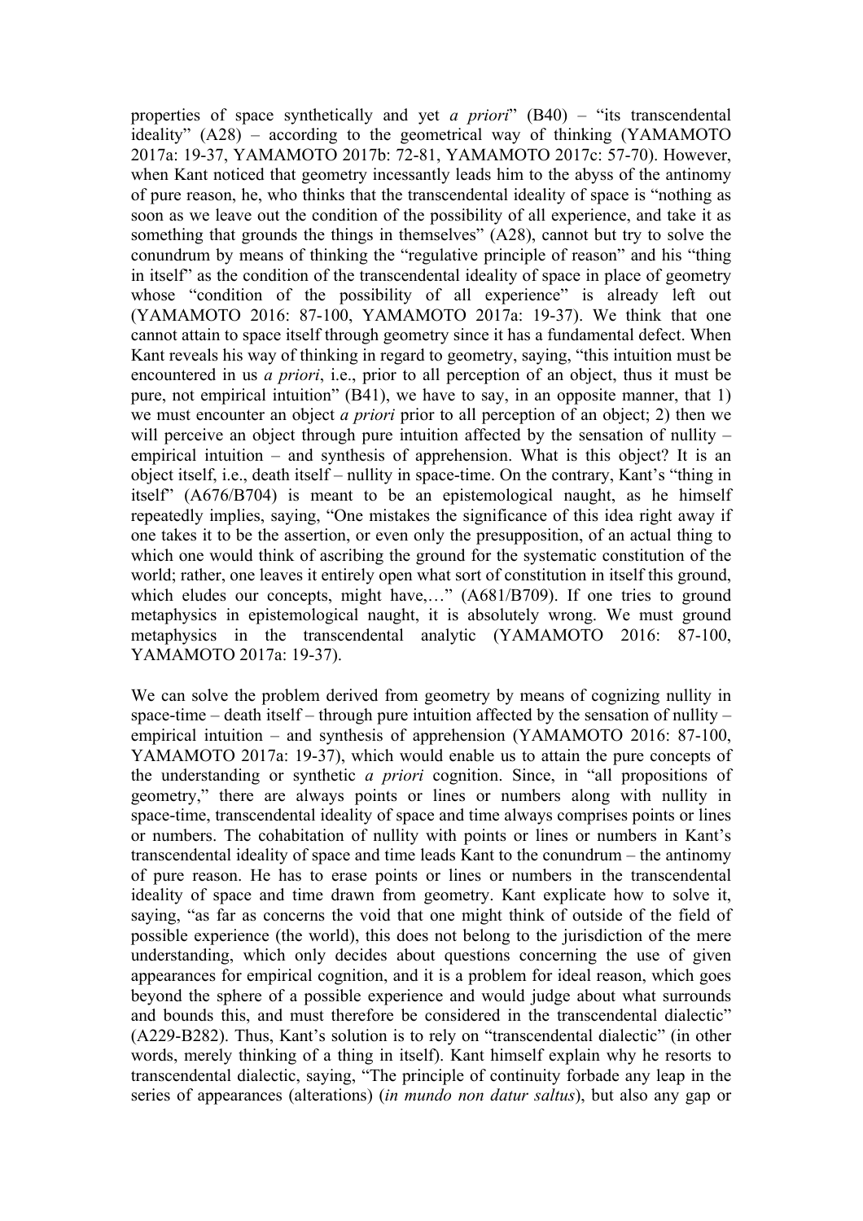properties of space synthetically and yet *a priori*" (B40) – "its transcendental ideality" (A28) – according to the geometrical way of thinking (YAMAMOTO 2017a: 19-37, YAMAMOTO 2017b: 72-81, YAMAMOTO 2017c: 57-70). However, when Kant noticed that geometry incessantly leads him to the abyss of the antinomy of pure reason, he, who thinks that the transcendental ideality of space is "nothing as soon as we leave out the condition of the possibility of all experience, and take it as something that grounds the things in themselves" (A28), cannot but try to solve the conundrum by means of thinking the "regulative principle of reason" and his "thing in itself" as the condition of the transcendental ideality of space in place of geometry whose "condition of the possibility of all experience" is already left out (YAMAMOTO 2016: 87-100, YAMAMOTO 2017a: 19-37). We think that one cannot attain to space itself through geometry since it has a fundamental defect. When Kant reveals his way of thinking in regard to geometry, saying, "this intuition must be encountered in us *a priori*, i.e., prior to all perception of an object, thus it must be pure, not empirical intuition" (B41), we have to say, in an opposite manner, that 1) we must encounter an object *a priori* prior to all perception of an object; 2) then we will perceive an object through pure intuition affected by the sensation of nullity – empirical intuition – and synthesis of apprehension. What is this object? It is an object itself, i.e., death itself – nullity in space-time. On the contrary, Kant's "thing in itself" (A676/B704) is meant to be an epistemological naught, as he himself repeatedly implies, saying, "One mistakes the significance of this idea right away if one takes it to be the assertion, or even only the presupposition, of an actual thing to which one would think of ascribing the ground for the systematic constitution of the world; rather, one leaves it entirely open what sort of constitution in itself this ground, which eludes our concepts, might have,…" (A681/B709). If one tries to ground metaphysics in epistemological naught, it is absolutely wrong. We must ground metaphysics in the transcendental analytic (YAMAMOTO 2016: 87-100, YAMAMOTO 2017a: 19-37).

We can solve the problem derived from geometry by means of cognizing nullity in space-time – death itself – through pure intuition affected by the sensation of nullity – empirical intuition – and synthesis of apprehension (YAMAMOTO 2016: 87-100, YAMAMOTO 2017a: 19-37), which would enable us to attain the pure concepts of the understanding or synthetic *a priori* cognition. Since, in "all propositions of geometry," there are always points or lines or numbers along with nullity in space-time, transcendental ideality of space and time always comprises points or lines or numbers. The cohabitation of nullity with points or lines or numbers in Kant's transcendental ideality of space and time leads Kant to the conundrum – the antinomy of pure reason. He has to erase points or lines or numbers in the transcendental ideality of space and time drawn from geometry. Kant explicate how to solve it, saying, "as far as concerns the void that one might think of outside of the field of possible experience (the world), this does not belong to the jurisdiction of the mere understanding, which only decides about questions concerning the use of given appearances for empirical cognition, and it is a problem for ideal reason, which goes beyond the sphere of a possible experience and would judge about what surrounds and bounds this, and must therefore be considered in the transcendental dialectic" (A229-B282). Thus, Kant's solution is to rely on "transcendental dialectic" (in other words, merely thinking of a thing in itself). Kant himself explain why he resorts to transcendental dialectic, saying, "The principle of continuity forbade any leap in the series of appearances (alterations) (*in mundo non datur saltus*), but also any gap or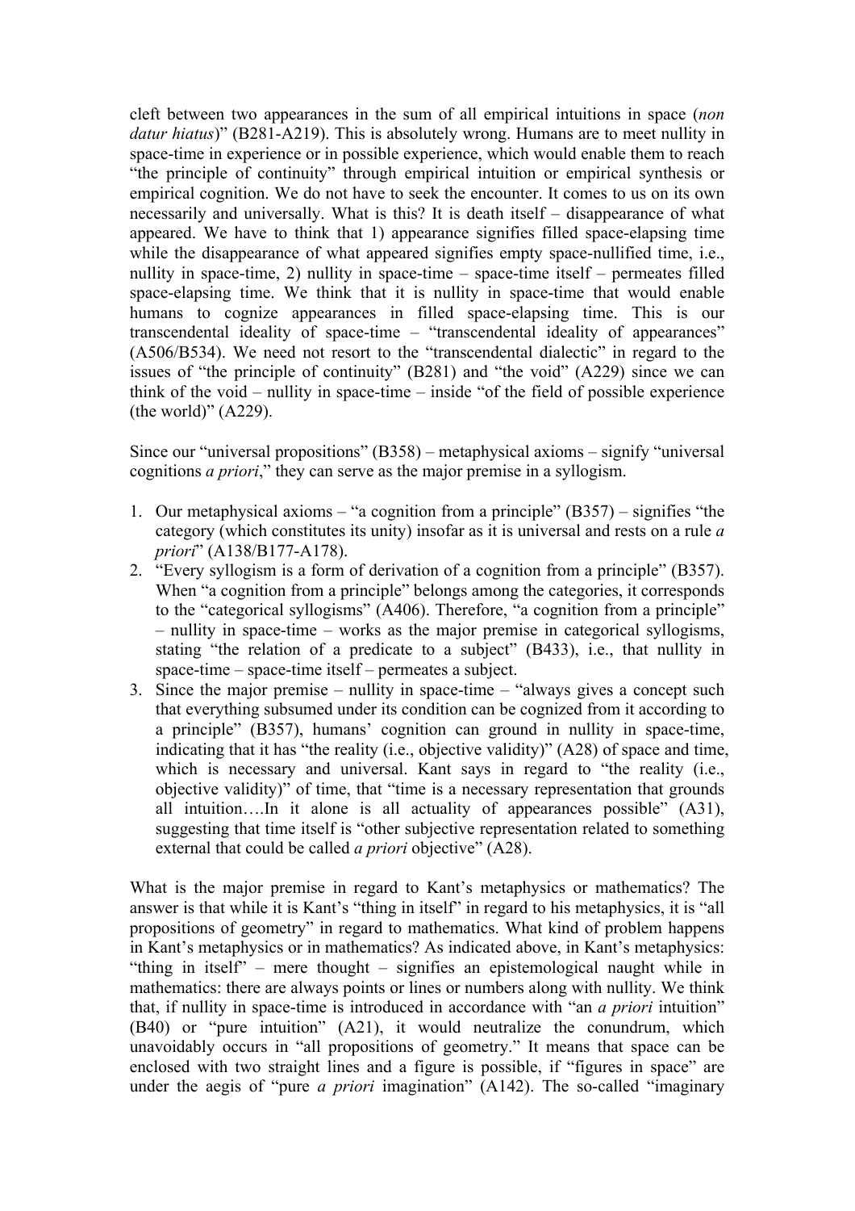cleft between two appearances in the sum of all empirical intuitions in space (*non datur hiatus*)" (B281-A219). This is absolutely wrong. Humans are to meet nullity in space-time in experience or in possible experience, which would enable them to reach "the principle of continuity" through empirical intuition or empirical synthesis or empirical cognition. We do not have to seek the encounter. It comes to us on its own necessarily and universally. What is this? It is death itself – disappearance of what appeared. We have to think that 1) appearance signifies filled space-elapsing time while the disappearance of what appeared signifies empty space-nullified time, i.e., nullity in space-time, 2) nullity in space-time – space-time itself – permeates filled space-elapsing time. We think that it is nullity in space-time that would enable humans to cognize appearances in filled space-elapsing time. This is our transcendental ideality of space-time – "transcendental ideality of appearances" (A506/B534). We need not resort to the "transcendental dialectic" in regard to the issues of "the principle of continuity" (B281) and "the void" (A229) since we can think of the void – nullity in space-time – inside "of the field of possible experience (the world)" (A229).

Since our "universal propositions" (B358) – metaphysical axioms – signify "universal cognitions *a priori*," they can serve as the major premise in a syllogism.

1. Our metaphysical axioms – "a cognition from a principle" (B357) – signifies "the category (which constitutes its unity) insofar as it is universal and rests on a rule *a priori*" (A138/B177-A178).
2. "Every syllogism is a form of derivation of a cognition from a principle" (B357). When "a cognition from a principle" belongs among the categories, it corresponds to the "categorical syllogisms" (A406). Therefore, "a cognition from a principle" – nullity in space-time – works as the major premise in categorical syllogisms, stating "the relation of a predicate to a subject" (B433), i.e., that nullity in space-time – space-time itself – permeates a subject.
3. Since the major premise – nullity in space-time – "always gives a concept such that everything subsumed under its condition can be cognized from it according to a principle" (B357), humans' cognition can ground in nullity in space-time, indicating that it has "the reality (i.e., objective validity)" (A28) of space and time, which is necessary and universal. Kant says in regard to "the reality (i.e., objective validity)" of time, that "time is a necessary representation that grounds all intuition….In it alone is all actuality of appearances possible" (A31), suggesting that time itself is "other subjective representation related to something external that could be called *a priori* objective" (A28).

What is the major premise in regard to Kant's metaphysics or mathematics? The answer is that while it is Kant's "thing in itself" in regard to his metaphysics, it is "all propositions of geometry" in regard to mathematics. What kind of problem happens in Kant's metaphysics or in mathematics? As indicated above, in Kant's metaphysics: "thing in itself" – mere thought – signifies an epistemological naught while in mathematics: there are always points or lines or numbers along with nullity. We think that, if nullity in space-time is introduced in accordance with "an *a priori* intuition" (B40) or "pure intuition" (A21), it would neutralize the conundrum, which unavoidably occurs in "all propositions of geometry." It means that space can be enclosed with two straight lines and a figure is possible, if "figures in space" are under the aegis of "pure *a priori* imagination" (A142). The so-called "imaginary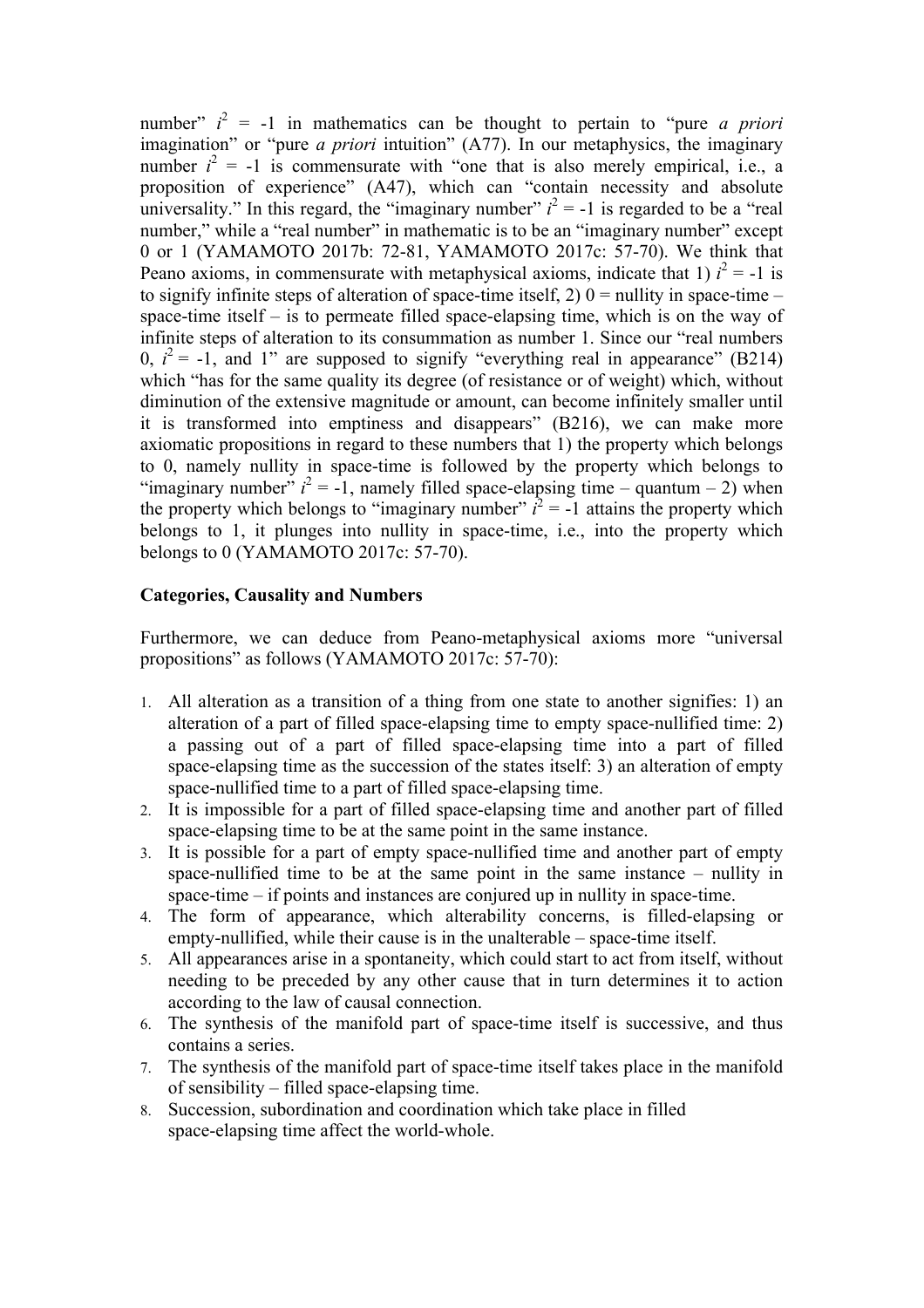number” $i^2 = -1$ in mathematics can be thought to pertain to “pure *a priori* imagination” or “pure *a priori* intuition” (A77). In our metaphysics, the imaginary number $i^2 = -1$ is commensurate with “one that is also merely empirical, i.e., a proposition of experience” (A47), which can “contain necessity and absolute universality.” In this regard, the “imaginary number” $i^2 = -1$ is regarded to be a “real number,” while a “real number” in mathematic is to be an “imaginary number” except 0 or 1 (YAMAMOTO 2017b: 72-81, YAMAMOTO 2017c: 57-70). We think that Peano axioms, in commensurate with metaphysical axioms, indicate that 1) $i^2 = -1$ is to signify infinite steps of alteration of space-time itself, 2) 0 = nullity in space-time – space-time itself – is to permeate filled space-elapsing time, which is on the way of infinite steps of alteration to its consummation as number 1. Since our “real numbers 0, $i^2 = -1$, and 1” are supposed to signify “everything real in appearance” (B214) which “has for the same quality its degree (of resistance or of weight) which, without diminution of the extensive magnitude or amount, can become infinitely smaller until it is transformed into emptiness and disappears” (B216), we can make more axiomatic propositions in regard to these numbers that 1) the property which belongs to 0, namely nullity in space-time is followed by the property which belongs to “imaginary number” $i^2 = -1$, namely filled space-elapsing time – quantum – 2) when the property which belongs to “imaginary number” $i^2 = -1$ attains the property which belongs to 1, it plunges into nullity in space-time, i.e., into the property which belongs to 0 (YAMAMOTO 2017c: 57-70).

**Categories, Causality and Numbers**

Furthermore, we can deduce from Peano-metaphysical axioms more “universal propositions” as follows (YAMAMOTO 2017c: 57-70):

1. All alteration as a transition of a thing from one state to another signifies: 1) an alteration of a part of filled space-elapsing time to empty space-nullified time: 2) a passing out of a part of filled space-elapsing time into a part of filled space-elapsing time as the succession of the states itself: 3) an alteration of empty space-nullified time to a part of filled space-elapsing time.
2. It is impossible for a part of filled space-elapsing time and another part of filled space-elapsing time to be at the same point in the same instance.
3. It is possible for a part of empty space-nullified time and another part of empty space-nullified time to be at the same point in the same instance – nullity in space-time – if points and instances are conjured up in nullity in space-time.
4. The form of appearance, which alterability concerns, is filled-elapsing or empty-nullified, while their cause is in the unalterable – space-time itself.
5. All appearances arise in a spontaneity, which could start to act from itself, without needing to be preceded by any other cause that in turn determines it to action according to the law of causal connection.
6. The synthesis of the manifold part of space-time itself is successive, and thus contains a series.
7. The synthesis of the manifold part of space-time itself takes place in the manifold of sensibility – filled space-elapsing time.
8. Succession, subordination and coordination which take place in filled space-elapsing time affect the world-whole.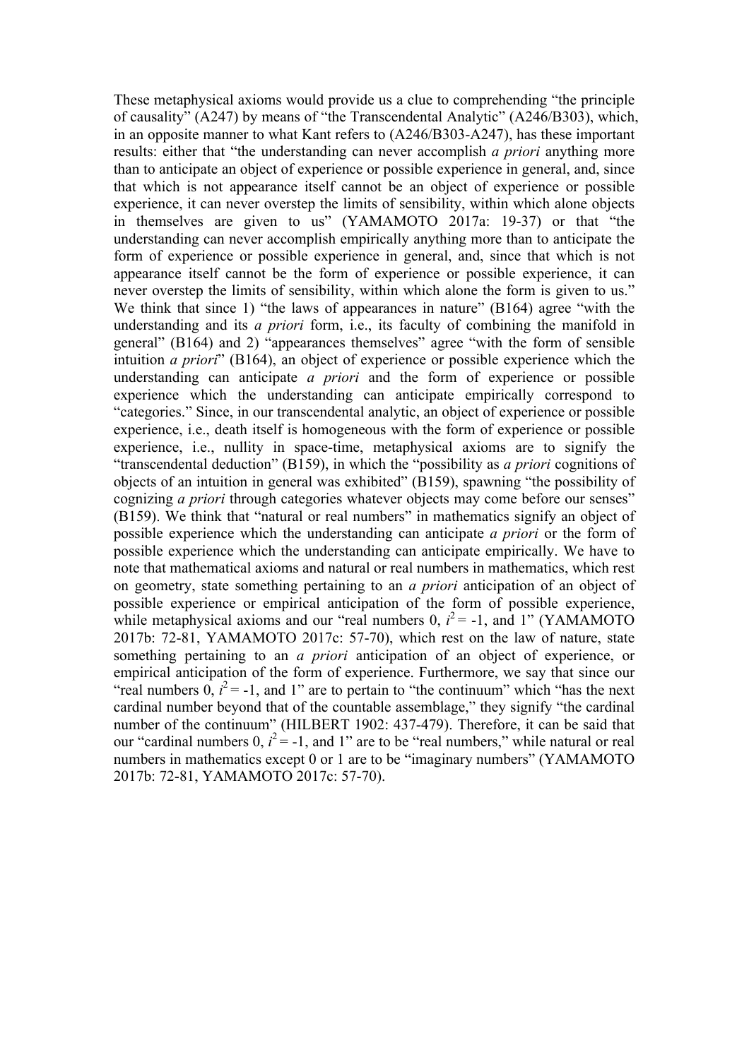These metaphysical axioms would provide us a clue to comprehending "the principle of causality" (A247) by means of "the Transcendental Analytic" (A246/B303), which, in an opposite manner to what Kant refers to (A246/B303-A247), has these important results: either that "the understanding can never accomplish *a priori* anything more than to anticipate an object of experience or possible experience in general, and, since that which is not appearance itself cannot be an object of experience or possible experience, it can never overstep the limits of sensibility, within which alone objects in themselves are given to us" (YAMAMOTO 2017a: 19-37) or that "the understanding can never accomplish empirically anything more than to anticipate the form of experience or possible experience in general, and, since that which is not appearance itself cannot be the form of experience or possible experience, it can never overstep the limits of sensibility, within which alone the form is given to us." We think that since 1) "the laws of appearances in nature" (B164) agree "with the understanding and its *a priori* form, i.e., its faculty of combining the manifold in general" (B164) and 2) "appearances themselves" agree "with the form of sensible intuition *a priori*" (B164), an object of experience or possible experience which the understanding can anticipate *a priori* and the form of experience or possible experience which the understanding can anticipate empirically correspond to "categories." Since, in our transcendental analytic, an object of experience or possible experience, i.e., death itself is homogeneous with the form of experience or possible experience, i.e., nullity in space-time, metaphysical axioms are to signify the "transcendental deduction" (B159), in which the "possibility as *a priori* cognitions of objects of an intuition in general was exhibited" (B159), spawning "the possibility of cognizing *a priori* through categories whatever objects may come before our senses" (B159). We think that "natural or real numbers" in mathematics signify an object of possible experience which the understanding can anticipate *a priori* or the form of possible experience which the understanding can anticipate empirically. We have to note that mathematical axioms and natural or real numbers in mathematics, which rest on geometry, state something pertaining to an *a priori* anticipation of an object of possible experience or empirical anticipation of the form of possible experience, while metaphysical axioms and our "real numbers 0, $i^2 = -1$, and 1" (YAMAMOTO 2017b: 72-81, YAMAMOTO 2017c: 57-70), which rest on the law of nature, state something pertaining to an *a priori* anticipation of an object of experience, or empirical anticipation of the form of experience. Furthermore, we say that since our "real numbers 0, $i^2 = -1$, and 1" are to pertain to "the continuum" which "has the next cardinal number beyond that of the countable assemblage," they signify "the cardinal number of the continuum" (HILBERT 1902: 437-479). Therefore, it can be said that our "cardinal numbers 0, $i^2 = -1$, and 1" are to be "real numbers," while natural or real numbers in mathematics except 0 or 1 are to be "imaginary numbers" (YAMAMOTO 2017b: 72-81, YAMAMOTO 2017c: 57-70).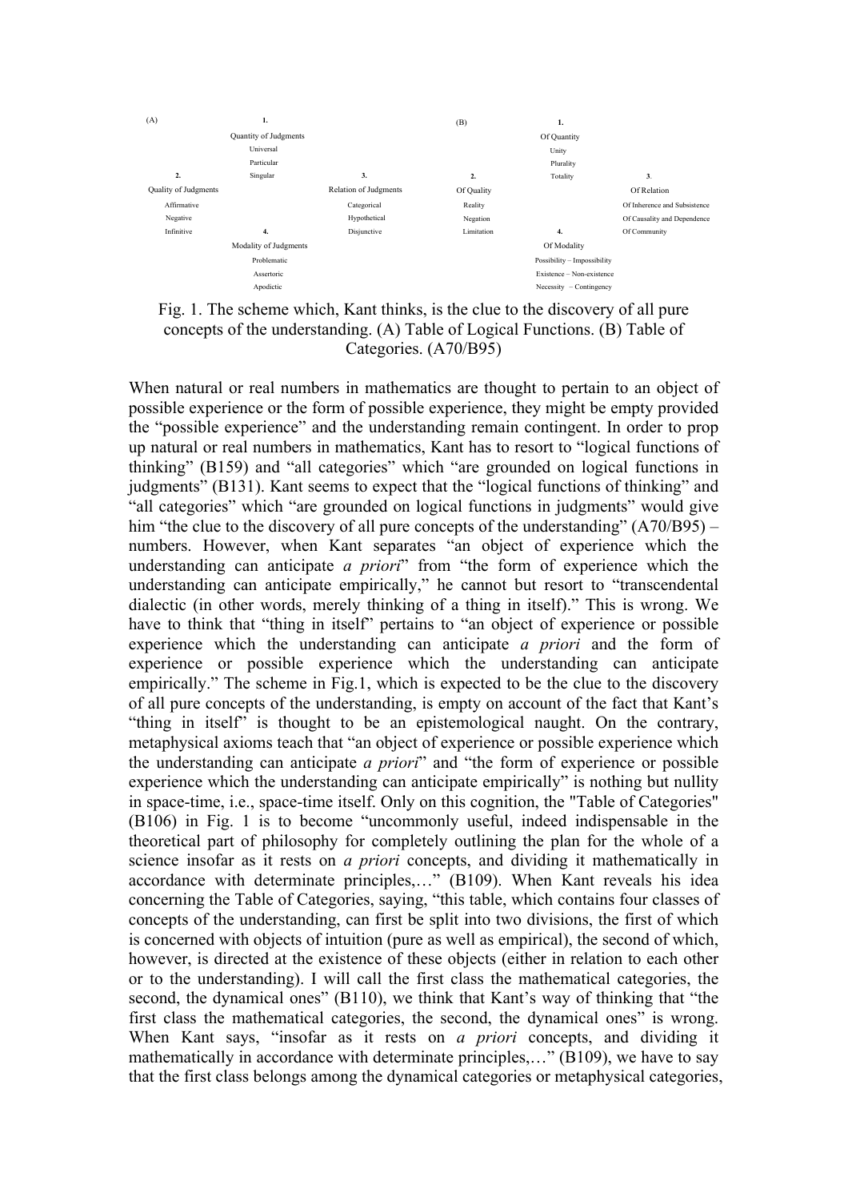(A)

**1.**
Quantity of Judgments
Universal
Particular
Singular

**2.**
Quality of Judgments
Affirmative
Negative
Infinitive

**3.**
Relation of Judgments
Categorical
Hypothetical
Disjunctive

**4.**
Modality of Judgments
Problematic
Assertoric
Apodictic

(B)

**1.**
Of Quantity
Unity
Plurality
Totality

**2.**
Of Quality
Reality
Negation
Limitation

**3.**
Of Relation
Of Inherence and Subsistence
Of Causality and Dependence
Of Community

**4.**
Of Modality
Possibility – Impossibility
Existence – Non-existence
Necessity – Contingency

Fig. 1. The scheme which, Kant thinks, is the clue to the discovery of all pure concepts of the understanding. (A) Table of Logical Functions. (B) Table of Categories. (A70/B95)

When natural or real numbers in mathematics are thought to pertain to an object of possible experience or the form of possible experience, they might be empty provided the "possible experience" and the understanding remain contingent. In order to prop up natural or real numbers in mathematics, Kant has to resort to "logical functions of thinking" (B159) and "all categories" which "are grounded on logical functions in judgments" (B131). Kant seems to expect that the "logical functions of thinking" and "all categories" which "are grounded on logical functions in judgments" would give him "the clue to the discovery of all pure concepts of the understanding" (A70/B95) – numbers. However, when Kant separates "an object of experience which the understanding can anticipate *a priori*" from "the form of experience which the understanding can anticipate empirically," he cannot but resort to "transcendental dialectic (in other words, merely thinking of a thing in itself)." This is wrong. We have to think that "thing in itself" pertains to "an object of experience or possible experience which the understanding can anticipate *a priori* and the form of experience or possible experience which the understanding can anticipate empirically." The scheme in Fig.1, which is expected to be the clue to the discovery of all pure concepts of the understanding, is empty on account of the fact that Kant's "thing in itself" is thought to be an epistemological naught. On the contrary, metaphysical axioms teach that "an object of experience or possible experience which the understanding can anticipate *a priori*" and "the form of experience or possible experience which the understanding can anticipate empirically" is nothing but nullity in space-time, i.e., space-time itself. Only on this cognition, the "Table of Categories" (B106) in Fig. 1 is to become "uncommonly useful, indeed indispensable in the theoretical part of philosophy for completely outlining the plan for the whole of a science insofar as it rests on *a priori* concepts, and dividing it mathematically in accordance with determinate principles,…" (B109). When Kant reveals his idea concerning the Table of Categories, saying, "this table, which contains four classes of concepts of the understanding, can first be split into two divisions, the first of which is concerned with objects of intuition (pure as well as empirical), the second of which, however, is directed at the existence of these objects (either in relation to each other or to the understanding). I will call the first class the mathematical categories, the second, the dynamical ones" (B110), we think that Kant's way of thinking that "the first class the mathematical categories, the second, the dynamical ones" is wrong. When Kant says, "insofar as it rests on *a priori* concepts, and dividing it mathematically in accordance with determinate principles,…" (B109), we have to say that the first class belongs among the dynamical categories or metaphysical categories,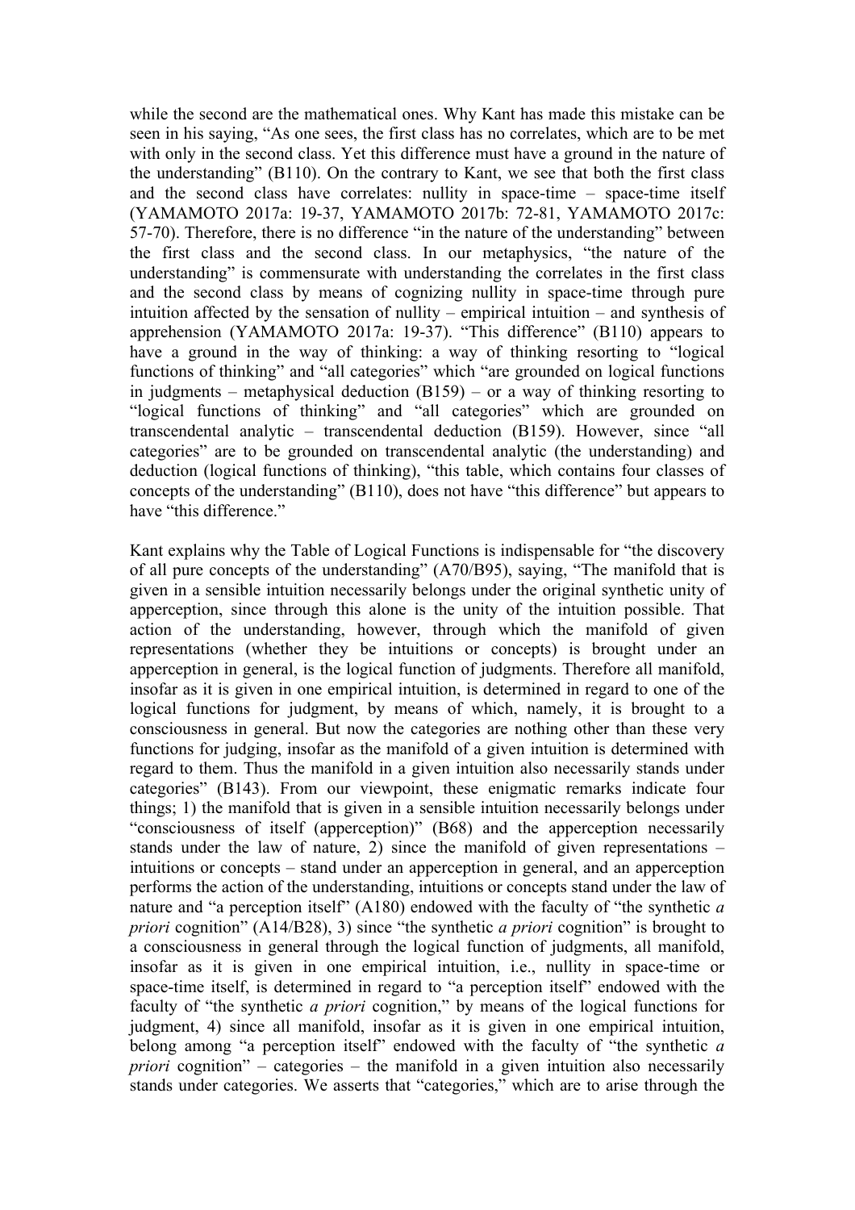while the second are the mathematical ones. Why Kant has made this mistake can be seen in his saying, "As one sees, the first class has no correlates, which are to be met with only in the second class. Yet this difference must have a ground in the nature of the understanding" (B110). On the contrary to Kant, we see that both the first class and the second class have correlates: nullity in space-time – space-time itself (YAMAMOTO 2017a: 19-37, YAMAMOTO 2017b: 72-81, YAMAMOTO 2017c: 57-70). Therefore, there is no difference "in the nature of the understanding" between the first class and the second class. In our metaphysics, "the nature of the understanding" is commensurate with understanding the correlates in the first class and the second class by means of cognizing nullity in space-time through pure intuition affected by the sensation of nullity – empirical intuition – and synthesis of apprehension (YAMAMOTO 2017a: 19-37). "This difference" (B110) appears to have a ground in the way of thinking: a way of thinking resorting to "logical functions of thinking" and "all categories" which "are grounded on logical functions in judgments – metaphysical deduction (B159) – or a way of thinking resorting to "logical functions of thinking" and "all categories" which are grounded on transcendental analytic – transcendental deduction (B159). However, since "all categories" are to be grounded on transcendental analytic (the understanding) and deduction (logical functions of thinking), "this table, which contains four classes of concepts of the understanding" (B110), does not have "this difference" but appears to have "this difference."

Kant explains why the Table of Logical Functions is indispensable for "the discovery of all pure concepts of the understanding" (A70/B95), saying, "The manifold that is given in a sensible intuition necessarily belongs under the original synthetic unity of apperception, since through this alone is the unity of the intuition possible. That action of the understanding, however, through which the manifold of given representations (whether they be intuitions or concepts) is brought under an apperception in general, is the logical function of judgments. Therefore all manifold, insofar as it is given in one empirical intuition, is determined in regard to one of the logical functions for judgment, by means of which, namely, it is brought to a consciousness in general. But now the categories are nothing other than these very functions for judging, insofar as the manifold of a given intuition is determined with regard to them. Thus the manifold in a given intuition also necessarily stands under categories" (B143). From our viewpoint, these enigmatic remarks indicate four things; 1) the manifold that is given in a sensible intuition necessarily belongs under "consciousness of itself (apperception)" (B68) and the apperception necessarily stands under the law of nature, 2) since the manifold of given representations – intuitions or concepts – stand under an apperception in general, and an apperception performs the action of the understanding, intuitions or concepts stand under the law of nature and "a perception itself" (A180) endowed with the faculty of "the synthetic *a priori* cognition" (A14/B28), 3) since "the synthetic *a priori* cognition" is brought to a consciousness in general through the logical function of judgments, all manifold, insofar as it is given in one empirical intuition, i.e., nullity in space-time or space-time itself, is determined in regard to "a perception itself" endowed with the faculty of "the synthetic *a priori* cognition," by means of the logical functions for judgment, 4) since all manifold, insofar as it is given in one empirical intuition, belong among "a perception itself" endowed with the faculty of "the synthetic *a priori* cognition" – categories – the manifold in a given intuition also necessarily stands under categories. We asserts that "categories," which are to arise through the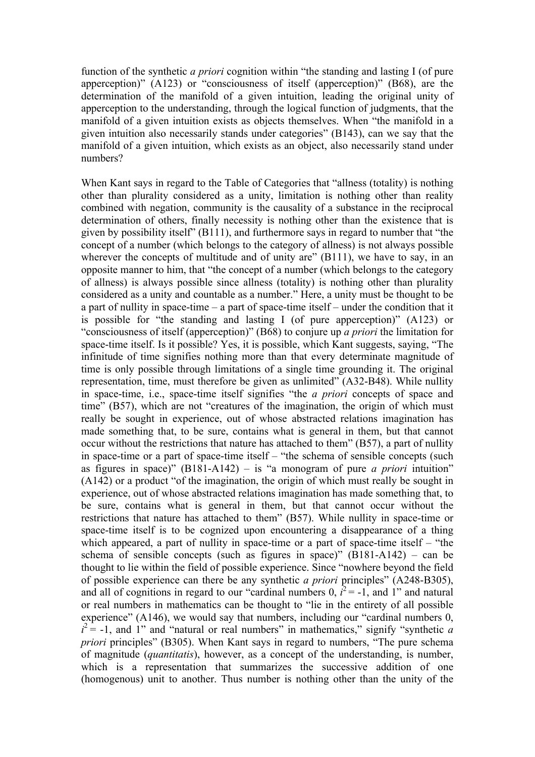function of the synthetic *a priori* cognition within "the standing and lasting I (of pure apperception)" (A123) or "consciousness of itself (apperception)" (B68), are the determination of the manifold of a given intuition, leading the original unity of apperception to the understanding, through the logical function of judgments, that the manifold of a given intuition exists as objects themselves. When "the manifold in a given intuition also necessarily stands under categories" (B143), can we say that the manifold of a given intuition, which exists as an object, also necessarily stand under numbers?

When Kant says in regard to the Table of Categories that "allness (totality) is nothing other than plurality considered as a unity, limitation is nothing other than reality combined with negation, community is the causality of a substance in the reciprocal determination of others, finally necessity is nothing other than the existence that is given by possibility itself" (B111), and furthermore says in regard to number that "the concept of a number (which belongs to the category of allness) is not always possible wherever the concepts of multitude and of unity are" (B111), we have to say, in an opposite manner to him, that "the concept of a number (which belongs to the category of allness) is always possible since allness (totality) is nothing other than plurality considered as a unity and countable as a number." Here, a unity must be thought to be a part of nullity in space-time – a part of space-time itself – under the condition that it is possible for "the standing and lasting I (of pure apperception)" (A123) or "consciousness of itself (apperception)" (B68) to conjure up *a priori* the limitation for space-time itself. Is it possible? Yes, it is possible, which Kant suggests, saying, "The infinitude of time signifies nothing more than that every determinate magnitude of time is only possible through limitations of a single time grounding it. The original representation, time, must therefore be given as unlimited" (A32-B48). While nullity in space-time, i.e., space-time itself signifies "the *a priori* concepts of space and time" (B57), which are not "creatures of the imagination, the origin of which must really be sought in experience, out of whose abstracted relations imagination has made something that, to be sure, contains what is general in them, but that cannot occur without the restrictions that nature has attached to them" (B57), a part of nullity in space-time or a part of space-time itself – "the schema of sensible concepts (such as figures in space)" (B181-A142) – is "a monogram of pure *a priori* intuition" (A142) or a product "of the imagination, the origin of which must really be sought in experience, out of whose abstracted relations imagination has made something that, to be sure, contains what is general in them, but that cannot occur without the restrictions that nature has attached to them" (B57). While nullity in space-time or space-time itself is to be cognized upon encountering a disappearance of a thing which appeared, a part of nullity in space-time or a part of space-time itself – "the schema of sensible concepts (such as figures in space)" (B181-A142) – can be thought to lie within the field of possible experience. Since "nowhere beyond the field of possible experience can there be any synthetic *a priori* principles" (A248-B305), and all of cognitions in regard to our "cardinal numbers 0, $i^2 = -1$, and 1" and natural or real numbers in mathematics can be thought to "lie in the entirety of all possible experience" (A146), we would say that numbers, including our "cardinal numbers 0, $i^2 = -1$, and 1" and "natural or real numbers" in mathematics," signify "synthetic *a priori* principles" (B305). When Kant says in regard to numbers, "The pure schema of magnitude (*quantitatis*), however, as a concept of the understanding, is number, which is a representation that summarizes the successive addition of one (homogenous) unit to another. Thus number is nothing other than the unity of the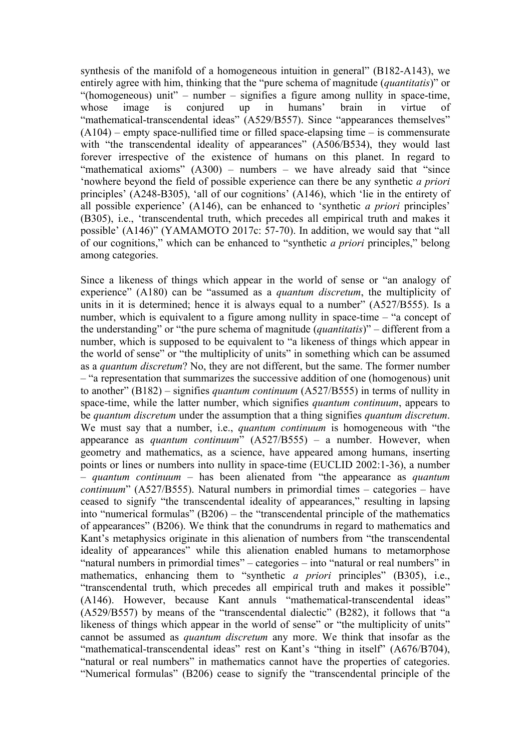synthesis of the manifold of a homogeneous intuition in general" (B182-A143), we entirely agree with him, thinking that the "pure schema of magnitude (*quantitatis*)" or "(homogeneous) unit" – number – signifies a figure among nullity in space-time, whose image is conjured up in humans' brain in virtue of "mathematical-transcendental ideas" (A529/B557). Since "appearances themselves" (A104) – empty space-nullified time or filled space-elapsing time – is commensurate with "the transcendental ideality of appearances" (A506/B534), they would last forever irrespective of the existence of humans on this planet. In regard to "mathematical axioms" (A300) – numbers – we have already said that "since 'nowhere beyond the field of possible experience can there be any synthetic *a priori* principles' (A248-B305), 'all of our cognitions' (A146), which 'lie in the entirety of all possible experience' (A146), can be enhanced to 'synthetic *a priori* principles' (B305), i.e., 'transcendental truth, which precedes all empirical truth and makes it possible' (A146)" (YAMAMOTO 2017c: 57-70). In addition, we would say that "all of our cognitions," which can be enhanced to "synthetic *a priori* principles," belong among categories.

Since a likeness of things which appear in the world of sense or "an analogy of experience" (A180) can be "assumed as a *quantum discretum*, the multiplicity of units in it is determined; hence it is always equal to a number" (A527/B555). Is a number, which is equivalent to a figure among nullity in space-time – "a concept of the understanding" or "the pure schema of magnitude (*quantitatis*)" – different from a number, which is supposed to be equivalent to "a likeness of things which appear in the world of sense" or "the multiplicity of units" in something which can be assumed as a *quantum discretum*? No, they are not different, but the same. The former number – "a representation that summarizes the successive addition of one (homogenous) unit to another" (B182) – signifies *quantum continuum* (A527/B555) in terms of nullity in space-time, while the latter number, which signifies *quantum continuum*, appears to be *quantum discretum* under the assumption that a thing signifies *quantum discretum*. We must say that a number, i.e., *quantum continuum* is homogeneous with "the appearance as *quantum continuum*" (A527/B555) – a number. However, when geometry and mathematics, as a science, have appeared among humans, inserting points or lines or numbers into nullity in space-time (EUCLID 2002:1-36), a number – *quantum continuum* – has been alienated from "the appearance as *quantum continuum*" (A527/B555). Natural numbers in primordial times – categories – have ceased to signify "the transcendental ideality of appearances," resulting in lapsing into "numerical formulas" (B206) – the "transcendental principle of the mathematics of appearances" (B206). We think that the conundrums in regard to mathematics and Kant's metaphysics originate in this alienation of numbers from "the transcendental ideality of appearances" while this alienation enabled humans to metamorphose "natural numbers in primordial times" – categories – into "natural or real numbers" in mathematics, enhancing them to "synthetic *a priori* principles" (B305), i.e., "transcendental truth, which precedes all empirical truth and makes it possible" (A146). However, because Kant annuls "mathematical-transcendental ideas" (A529/B557) by means of the "transcendental dialectic" (B282), it follows that "a likeness of things which appear in the world of sense" or "the multiplicity of units" cannot be assumed as *quantum discretum* any more. We think that insofar as the "mathematical-transcendental ideas" rest on Kant's "thing in itself" (A676/B704), "natural or real numbers" in mathematics cannot have the properties of categories. "Numerical formulas" (B206) cease to signify the "transcendental principle of the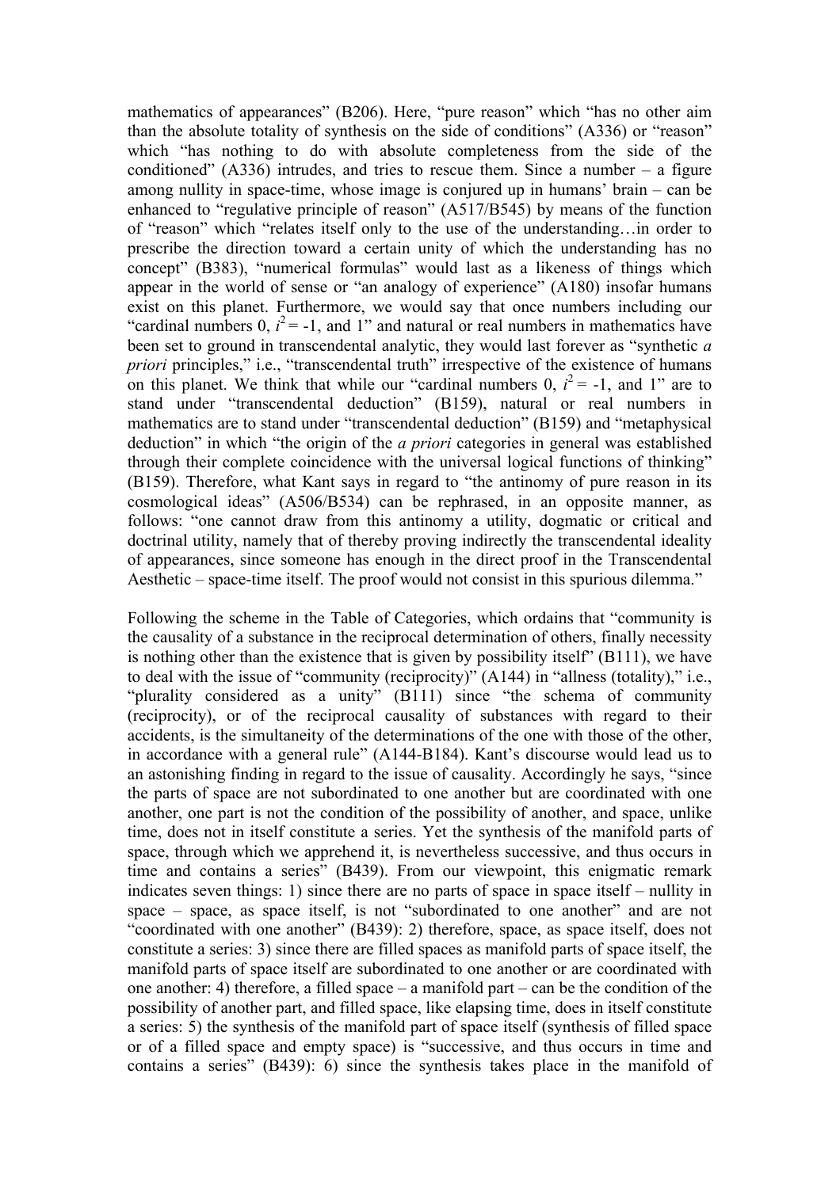mathematics of appearances" (B206). Here, "pure reason" which "has no other aim than the absolute totality of synthesis on the side of conditions" (A336) or "reason" which "has nothing to do with absolute completeness from the side of the conditioned" (A336) intrudes, and tries to rescue them. Since a number – a figure among nullity in space-time, whose image is conjured up in humans' brain – can be enhanced to "regulative principle of reason" (A517/B545) by means of the function of "reason" which "relates itself only to the use of the understanding…in order to prescribe the direction toward a certain unity of which the understanding has no concept" (B383), "numerical formulas" would last as a likeness of things which appear in the world of sense or "an analogy of experience" (A180) insofar humans exist on this planet. Furthermore, we would say that once numbers including our "cardinal numbers 0, $i^2 = -1$, and 1" and natural or real numbers in mathematics have been set to ground in transcendental analytic, they would last forever as "synthetic *a priori* principles," i.e., "transcendental truth" irrespective of the existence of humans on this planet. We think that while our "cardinal numbers 0, $i^2 = -1$, and 1" are to stand under "transcendental deduction" (B159), natural or real numbers in mathematics are to stand under "transcendental deduction" (B159) and "metaphysical deduction" in which "the origin of the *a priori* categories in general was established through their complete coincidence with the universal logical functions of thinking" (B159). Therefore, what Kant says in regard to "the antinomy of pure reason in its cosmological ideas" (A506/B534) can be rephrased, in an opposite manner, as follows: "one cannot draw from this antinomy a utility, dogmatic or critical and doctrinal utility, namely that of thereby proving indirectly the transcendental ideality of appearances, since someone has enough in the direct proof in the Transcendental Aesthetic – space-time itself. The proof would not consist in this spurious dilemma."

Following the scheme in the Table of Categories, which ordains that "community is the causality of a substance in the reciprocal determination of others, finally necessity is nothing other than the existence that is given by possibility itself" (B111), we have to deal with the issue of "community (reciprocity)" (A144) in "allness (totality)," i.e., "plurality considered as a unity" (B111) since "the schema of community (reciprocity), or of the reciprocal causality of substances with regard to their accidents, is the simultaneity of the determinations of the one with those of the other, in accordance with a general rule" (A144-B184). Kant's discourse would lead us to an astonishing finding in regard to the issue of causality. Accordingly he says, "since the parts of space are not subordinated to one another but are coordinated with one another, one part is not the condition of the possibility of another, and space, unlike time, does not in itself constitute a series. Yet the synthesis of the manifold parts of space, through which we apprehend it, is nevertheless successive, and thus occurs in time and contains a series" (B439). From our viewpoint, this enigmatic remark indicates seven things: 1) since there are no parts of space in space itself – nullity in space – space, as space itself, is not "subordinated to one another" and are not "coordinated with one another" (B439): 2) therefore, space, as space itself, does not constitute a series: 3) since there are filled spaces as manifold parts of space itself, the manifold parts of space itself are subordinated to one another or are coordinated with one another: 4) therefore, a filled space – a manifold part – can be the condition of the possibility of another part, and filled space, like elapsing time, does in itself constitute a series: 5) the synthesis of the manifold part of space itself (synthesis of filled space or of a filled space and empty space) is "successive, and thus occurs in time and contains a series" (B439): 6) since the synthesis takes place in the manifold of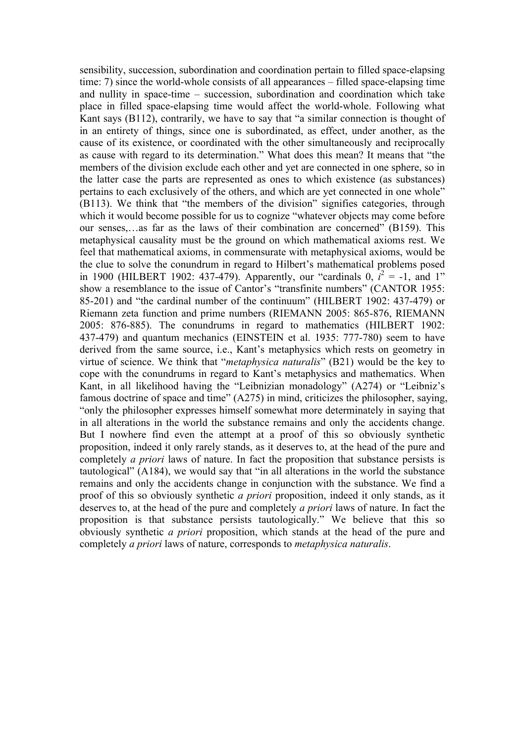sensibility, succession, subordination and coordination pertain to filled space-elapsing time: 7) since the world-whole consists of all appearances – filled space-elapsing time and nullity in space-time – succession, subordination and coordination which take place in filled space-elapsing time would affect the world-whole. Following what Kant says (B112), contrarily, we have to say that "a similar connection is thought of in an entirety of things, since one is subordinated, as effect, under another, as the cause of its existence, or coordinated with the other simultaneously and reciprocally as cause with regard to its determination." What does this mean? It means that "the members of the division exclude each other and yet are connected in one sphere, so in the latter case the parts are represented as ones to which existence (as substances) pertains to each exclusively of the others, and which are yet connected in one whole" (B113). We think that "the members of the division" signifies categories, through which it would become possible for us to cognize "whatever objects may come before our senses,…as far as the laws of their combination are concerned" (B159). This metaphysical causality must be the ground on which mathematical axioms rest. We feel that mathematical axioms, in commensurate with metaphysical axioms, would be the clue to solve the conundrum in regard to Hilbert's mathematical problems posed in 1900 (HILBERT 1902: 437-479). Apparently, our "cardinals 0, $i^2 = -1$, and 1" show a resemblance to the issue of Cantor's "transfinite numbers" (CANTOR 1955: 85-201) and "the cardinal number of the continuum" (HILBERT 1902: 437-479) or Riemann zeta function and prime numbers (RIEMANN 2005: 865-876, RIEMANN 2005: 876-885). The conundrums in regard to mathematics (HILBERT 1902: 437-479) and quantum mechanics (EINSTEIN et al. 1935: 777-780) seem to have derived from the same source, i.e., Kant's metaphysics which rests on geometry in virtue of science. We think that "*metaphysica naturalis*" (B21) would be the key to cope with the conundrums in regard to Kant's metaphysics and mathematics. When Kant, in all likelihood having the "Leibnizian monadology" (A274) or "Leibniz's famous doctrine of space and time" (A275) in mind, criticizes the philosopher, saying, "only the philosopher expresses himself somewhat more determinately in saying that in all alterations in the world the substance remains and only the accidents change. But I nowhere find even the attempt at a proof of this so obviously synthetic proposition, indeed it only rarely stands, as it deserves to, at the head of the pure and completely *a priori* laws of nature. In fact the proposition that substance persists is tautological" (A184), we would say that "in all alterations in the world the substance remains and only the accidents change in conjunction with the substance. We find a proof of this so obviously synthetic *a priori* proposition, indeed it only stands, as it deserves to, at the head of the pure and completely *a priori* laws of nature. In fact the proposition is that substance persists tautologically." We believe that this so obviously synthetic *a priori* proposition, which stands at the head of the pure and completely *a priori* laws of nature, corresponds to *metaphysica naturalis*.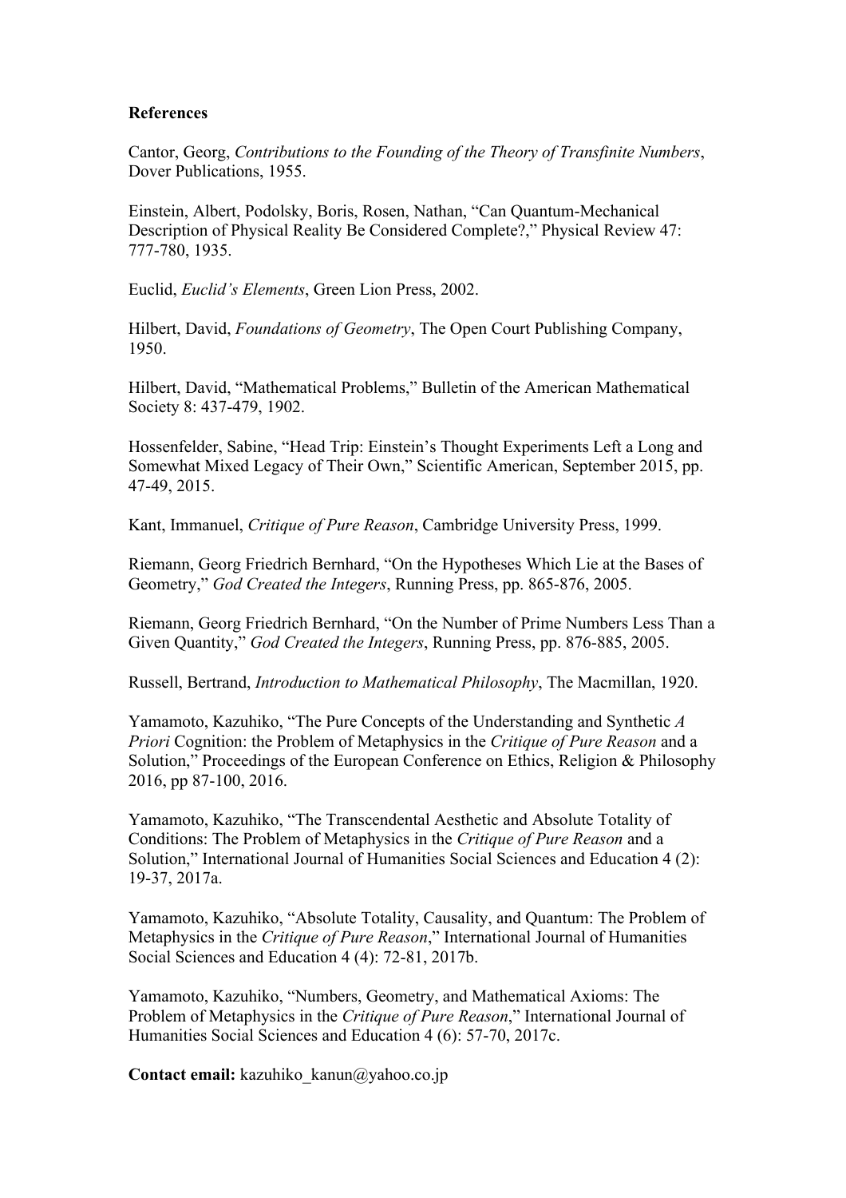**References**

Cantor, Georg, *Contributions to the Founding of the Theory of Transfinite Numbers*, Dover Publications, 1955.

Einstein, Albert, Podolsky, Boris, Rosen, Nathan, "Can Quantum-Mechanical Description of Physical Reality Be Considered Complete?," Physical Review 47: 777-780, 1935.

Euclid, *Euclid's Elements*, Green Lion Press, 2002.

Hilbert, David, *Foundations of Geometry*, The Open Court Publishing Company, 1950.

Hilbert, David, "Mathematical Problems," Bulletin of the American Mathematical Society 8: 437-479, 1902.

Hossenfelder, Sabine, "Head Trip: Einstein's Thought Experiments Left a Long and Somewhat Mixed Legacy of Their Own," Scientific American, September 2015, pp. 47-49, 2015.

Kant, Immanuel, *Critique of Pure Reason*, Cambridge University Press, 1999.

Riemann, Georg Friedrich Bernhard, "On the Hypotheses Which Lie at the Bases of Geometry," *God Created the Integers*, Running Press, pp. 865-876, 2005.

Riemann, Georg Friedrich Bernhard, "On the Number of Prime Numbers Less Than a Given Quantity," *God Created the Integers*, Running Press, pp. 876-885, 2005.

Russell, Bertrand, *Introduction to Mathematical Philosophy*, The Macmillan, 1920.

Yamamoto, Kazuhiko, "The Pure Concepts of the Understanding and Synthetic *A Priori* Cognition: the Problem of Metaphysics in the *Critique of Pure Reason* and a Solution," Proceedings of the European Conference on Ethics, Religion & Philosophy 2016, pp 87-100, 2016.

Yamamoto, Kazuhiko, "The Transcendental Aesthetic and Absolute Totality of Conditions: The Problem of Metaphysics in the *Critique of Pure Reason* and a Solution," International Journal of Humanities Social Sciences and Education 4 (2): 19-37, 2017a.

Yamamoto, Kazuhiko, "Absolute Totality, Causality, and Quantum: The Problem of Metaphysics in the *Critique of Pure Reason*," International Journal of Humanities Social Sciences and Education 4 (4): 72-81, 2017b.

Yamamoto, Kazuhiko, "Numbers, Geometry, and Mathematical Axioms: The Problem of Metaphysics in the *Critique of Pure Reason*," International Journal of Humanities Social Sciences and Education 4 (6): 57-70, 2017c.

**Contact email:** kazuhiko_kanun@yahoo.co.jp